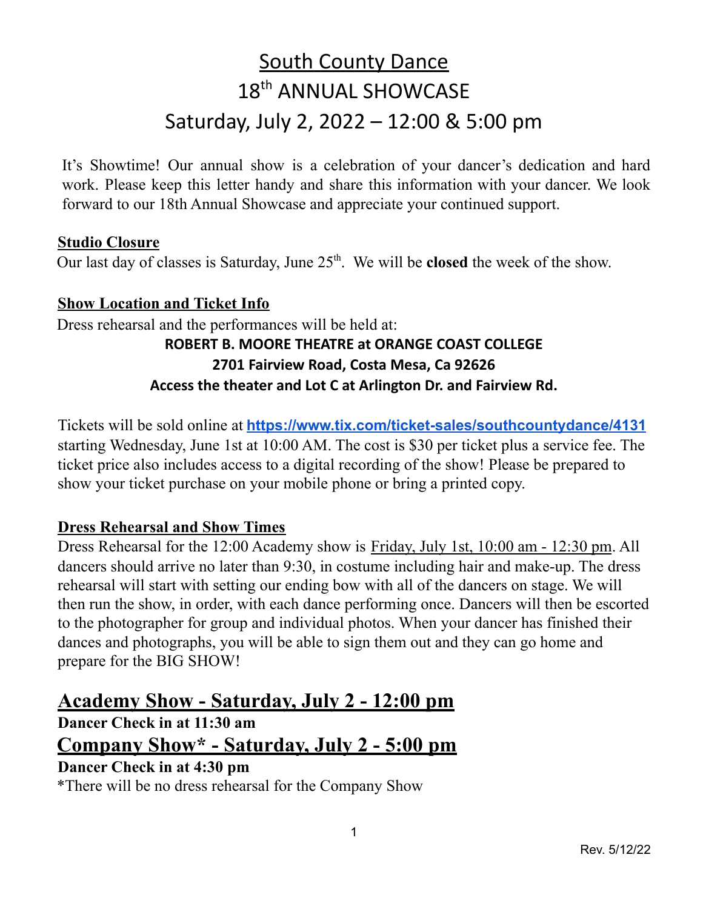# South County Dance
# 18th ANNUAL SHOWCASE
# Saturday, July 2, 2022 – 12:00 & 5:00 pm

It's Showtime! Our annual show is a celebration of your dancer's dedication and hard work. Please keep this letter handy and share this information with your dancer. We look forward to our 18th Annual Showcase and appreciate your continued support.

## Studio Closure

Our last day of classes is Saturday, June 25th. We will be **closed** the week of the show.

## Show Location and Ticket Info

Dress rehearsal and the performances will be held at:

**ROBERT B. MOORE THEATRE at ORANGE COAST COLLEGE**
**2701 Fairview Road, Costa Mesa, Ca 92626**
**Access the theater and Lot C at Arlington Dr. and Fairview Rd.**

Tickets will be sold online at **https://www.tix.com/ticket-sales/southcountydance/4131** starting Wednesday, June 1st at 10:00 AM. The cost is $30 per ticket plus a service fee. The ticket price also includes access to a digital recording of the show! Please be prepared to show your ticket purchase on your mobile phone or bring a printed copy.

## Dress Rehearsal and Show Times

Dress Rehearsal for the 12:00 Academy show is Friday, July 1st, 10:00 am - 12:30 pm. All dancers should arrive no later than 9:30, in costume including hair and make-up. The dress rehearsal will start with setting our ending bow with all of the dancers on stage. We will then run the show, in order, with each dance performing once. Dancers will then be escorted to the photographer for group and individual photos. When your dancer has finished their dances and photographs, you will be able to sign them out and they can go home and prepare for the BIG SHOW!

## Academy Show - Saturday, July 2 - 12:00 pm

**Dancer Check in at 11:30 am**

## Company Show* - Saturday, July 2 - 5:00 pm

**Dancer Check in at 4:30 pm**

*There will be no dress rehearsal for the Company Show

Rev. 5/12/22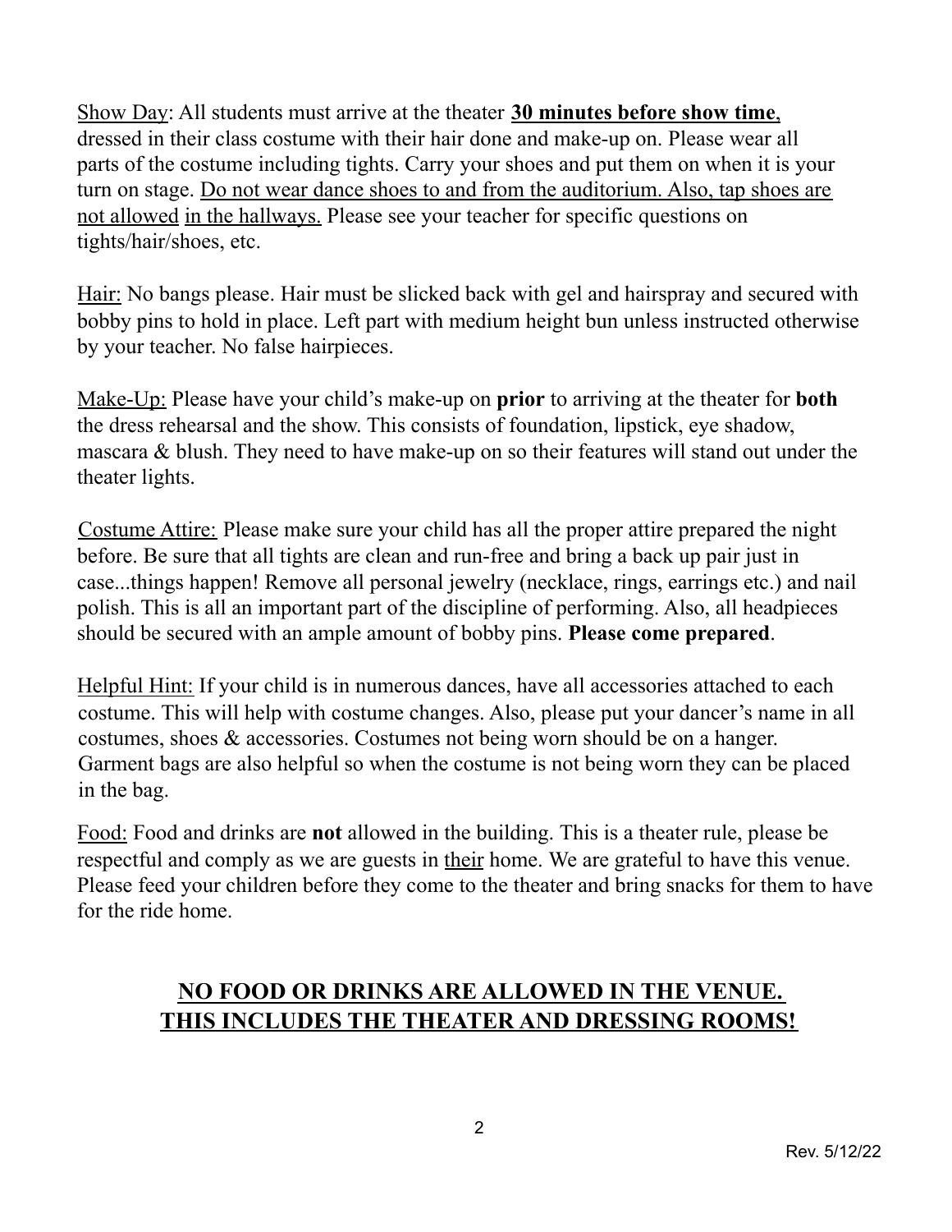Show Day: All students must arrive at the theater **30 minutes before show time**, dressed in their class costume with their hair done and make-up on. Please wear all parts of the costume including tights. Carry your shoes and put them on when it is your turn on stage. Do not wear dance shoes to and from the auditorium. Also, tap shoes are not allowed in the hallways. Please see your teacher for specific questions on tights/hair/shoes, etc.

Hair: No bangs please. Hair must be slicked back with gel and hairspray and secured with bobby pins to hold in place. Left part with medium height bun unless instructed otherwise by your teacher. No false hairpieces.

Make-Up: Please have your child's make-up on **prior** to arriving at the theater for **both** the dress rehearsal and the show. This consists of foundation, lipstick, eye shadow, mascara & blush. They need to have make-up on so their features will stand out under the theater lights.

Costume Attire: Please make sure your child has all the proper attire prepared the night before. Be sure that all tights are clean and run-free and bring a back up pair just in case...things happen! Remove all personal jewelry (necklace, rings, earrings etc.) and nail polish. This is all an important part of the discipline of performing. Also, all headpieces should be secured with an ample amount of bobby pins. **Please come prepared**.

Helpful Hint: If your child is in numerous dances, have all accessories attached to each costume. This will help with costume changes. Also, please put your dancer's name in all costumes, shoes & accessories. Costumes not being worn should be on a hanger. Garment bags are also helpful so when the costume is not being worn they can be placed in the bag.

Food: Food and drinks are **not** allowed in the building. This is a theater rule, please be respectful and comply as we are guests in their home. We are grateful to have this venue. Please feed your children before they come to the theater and bring snacks for them to have for the ride home.

**NO FOOD OR DRINKS ARE ALLOWED IN THE VENUE.**
**THIS INCLUDES THE THEATER AND DRESSING ROOMS!**

Rev. 5/12/22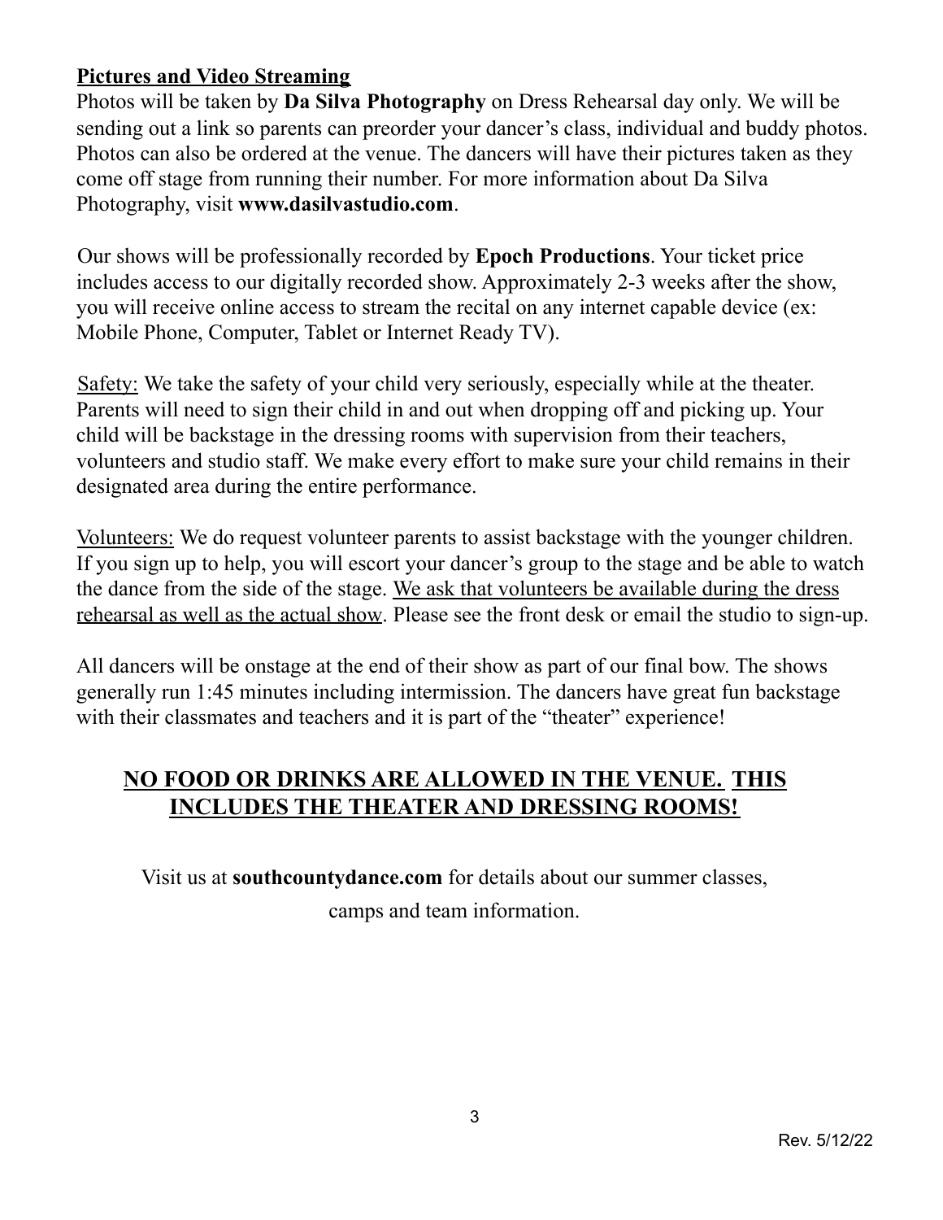## Pictures and Video Streaming

Photos will be taken by **Da Silva Photography** on Dress Rehearsal day only. We will be sending out a link so parents can preorder your dancer's class, individual and buddy photos. Photos can also be ordered at the venue. The dancers will have their pictures taken as they come off stage from running their number. For more information about Da Silva Photography, visit **www.dasilvastudio.com**.

Our shows will be professionally recorded by **Epoch Productions**. Your ticket price includes access to our digitally recorded show. Approximately 2-3 weeks after the show, you will receive online access to stream the recital on any internet capable device (ex: Mobile Phone, Computer, Tablet or Internet Ready TV).

<u>Safety:</u> We take the safety of your child very seriously, especially while at the theater. Parents will need to sign their child in and out when dropping off and picking up. Your child will be backstage in the dressing rooms with supervision from their teachers, volunteers and studio staff. We make every effort to make sure your child remains in their designated area during the entire performance.

<u>Volunteers:</u> We do request volunteer parents to assist backstage with the younger children. If you sign up to help, you will escort your dancer's group to the stage and be able to watch the dance from the side of the stage. <u>We ask that volunteers be available during the dress rehearsal as well as the actual show</u>. Please see the front desk or email the studio to sign-up.

All dancers will be onstage at the end of their show as part of our final bow. The shows generally run 1:45 minutes including intermission. The dancers have great fun backstage with their classmates and teachers and it is part of the "theater" experience!

**<u>NO FOOD OR DRINKS ARE ALLOWED IN THE VENUE. THIS INCLUDES THE THEATER AND DRESSING ROOMS!</u>**

Visit us at **southcountydance.com** for details about our summer classes, camps and team information.

Rev. 5/12/22